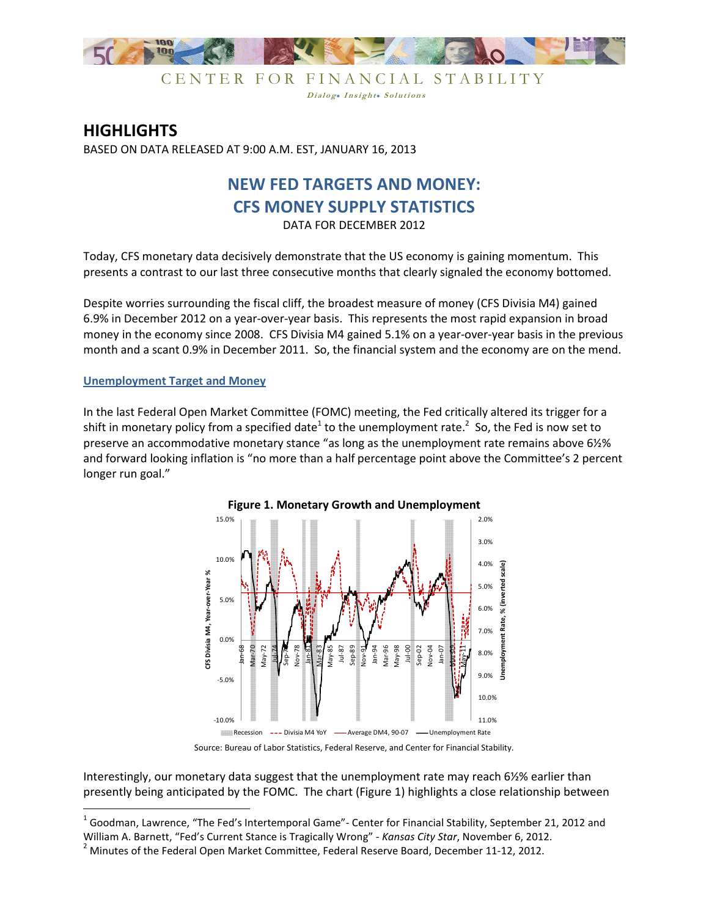CENTER FOR FINANCIAL STABILITY

*Dialog• Insight• Solutions*

# HIGHLIGHTS

BASED ON DATA RELEASED AT 9:00 A.M. EST, JANUARY 16, 2013

## NEW FED TARGETS AND MONEY: CFS MONEY SUPPLY STATISTICS

DATA FOR DECEMBER 2012

Today, CFS monetary data decisively demonstrate that the US economy is gaining momentum. This presents a contrast to our last three consecutive months that clearly signaled the economy bottomed.

Despite worries surrounding the fiscal cliff, the broadest measure of money (CFS Divisia M4) gained 6.9% in December 2012 on a year-over-year basis. This represents the most rapid expansion in broad money in the economy since 2008. CFS Divisia M4 gained 5.1% on a year-over-year basis in the previous month and a scant 0.9% in December 2011. So, the financial system and the economy are on the mend.

### Unemployment Target and Money

In the last Federal Open Market Committee (FOMC) meeting, the Fed critically altered its trigger for a shift in monetary policy from a specified date[1] to the unemployment rate.[2] So, the Fed is now set to preserve an accommodative monetary stance "as long as the unemployment rate remains above 6½% and forward looking inflation is "no more than a half percentage point above the Committee's 2 percent longer run goal."

**Figure 1. Monetary Growth and Unemployment**

Source: Bureau of Labor Statistics, Federal Reserve, and Center for Financial Stability.

Interestingly, our monetary data suggest that the unemployment rate may reach 6½% earlier than presently being anticipated by the FOMC. The chart (Figure 1) highlights a close relationship between

---

[1] Goodman, Lawrence, "The Fed's Intertemporal Game"- Center for Financial Stability, September 21, 2012 and William A. Barnett, "Fed's Current Stance is Tragically Wrong" - *Kansas City Star*, November 6, 2012.

[2] Minutes of the Federal Open Market Committee, Federal Reserve Board, December 11-12, 2012.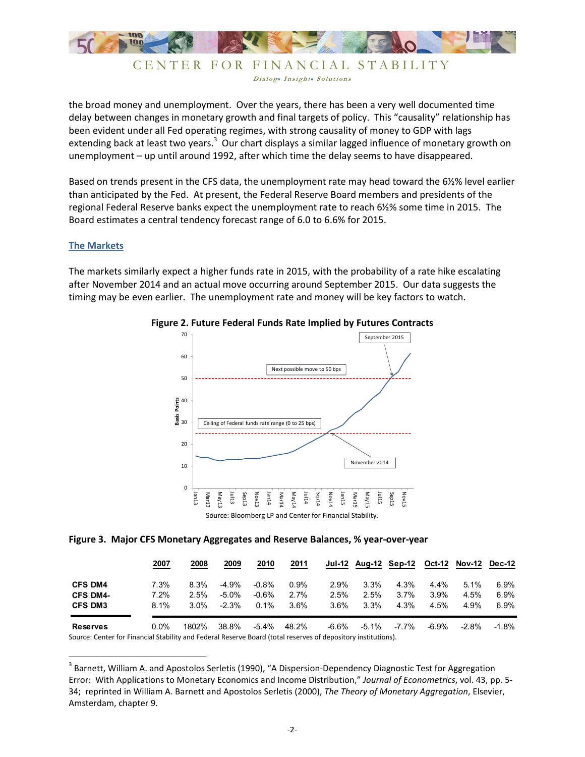the broad money and unemployment. Over the years, there has been a very well documented time delay between changes in monetary growth and final targets of policy. This "causality" relationship has been evident under all Fed operating regimes, with strong causality of money to GDP with lags extending back at least two years.[3] Our chart displays a similar lagged influence of monetary growth on unemployment – up until around 1992, after which time the delay seems to have disappeared.

Based on trends present in the CFS data, the unemployment rate may head toward the 6½% level earlier than anticipated by the Fed. At present, the Federal Reserve Board members and presidents of the regional Federal Reserve banks expect the unemployment rate to reach 6½% some time in 2015. The Board estimates a central tendency forecast range of 6.0 to 6.6% for 2015.

## The Markets

The markets similarly expect a higher funds rate in 2015, with the probability of a rate hike escalating after November 2014 and an actual move occurring around September 2015. Our data suggests the timing may be even earlier. The unemployment rate and money will be key factors to watch.

**Figure 2. Future Federal Funds Rate Implied by Futures Contracts**

Source: Bloomberg LP and Center for Financial Stability.

**Figure 3. Major CFS Monetary Aggregates and Reserve Balances, % year-over-year**

| | 2007 | 2008 | 2009 | 2010 | 2011 | Jul-12 | Aug-12 | Sep-12 | Oct-12 | Nov-12 | Dec-12 |
|---|---|---|---|---|---|---|---|---|---|---|---|
| **CFS DM4** | 7.3% | 8.3% | -4.9% | -0.8% | 0.9% | 2.9% | 3.3% | 4.3% | 4.4% | 5.1% | 6.9% |
| **CFS DM4-** | 7.2% | 2.5% | -5.0% | -0.6% | 2.7% | 2.5% | 2.5% | 3.7% | 3.9% | 4.5% | 6.9% |
| **CFS DM3** | 8.1% | 3.0% | -2.3% | 0.1% | 3.6% | 3.6% | 3.3% | 4.3% | 4.5% | 4.9% | 6.9% |
| **Reserves** | 0.0% | 1802% | 38.8% | -5.4% | 48.2% | -6.6% | -5.1% | -7.7% | -6.9% | -2.8% | -1.8% |

Source: Center for Financial Stability and Federal Reserve Board (total reserves of depository institutions).

---

[3] Barnett, William A. and Apostolos Serletis (1990), "A Dispersion-Dependency Diagnostic Test for Aggregation Error: With Applications to Monetary Economics and Income Distribution," *Journal of Econometrics*, vol. 43, pp. 5-34; reprinted in William A. Barnett and Apostolos Serletis (2000), *The Theory of Monetary Aggregation*, Elsevier, Amsterdam, chapter 9.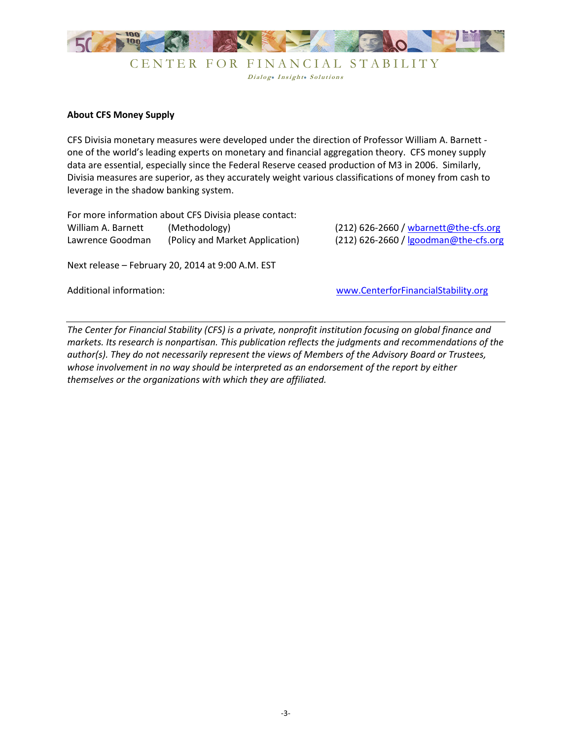CENTER FOR FINANCIAL STABILITY

*Dialog• Insight• Solutions*

**About CFS Money Supply**

CFS Divisia monetary measures were developed under the direction of Professor William A. Barnett - one of the world's leading experts on monetary and financial aggregation theory. CFS money supply data are essential, especially since the Federal Reserve ceased production of M3 in 2006. Similarly, Divisia measures are superior, as they accurately weight various classifications of money from cash to leverage in the shadow banking system.

For more information about CFS Divisia please contact:

| | | |
|---|---|---|
| William A. Barnett | (Methodology) | (212) 626-2660 / wbarnett@the-cfs.org |
| Lawrence Goodman | (Policy and Market Application) | (212) 626-2660 / lgoodman@the-cfs.org |

Next release – February 20, 2014 at 9:00 A.M. EST

Additional information: www.CenterforFinancialStability.org

---

*The Center for Financial Stability (CFS) is a private, nonprofit institution focusing on global finance and markets. Its research is nonpartisan. This publication reflects the judgments and recommendations of the author(s). They do not necessarily represent the views of Members of the Advisory Board or Trustees, whose involvement in no way should be interpreted as an endorsement of the report by either themselves or the organizations with which they are affiliated.*